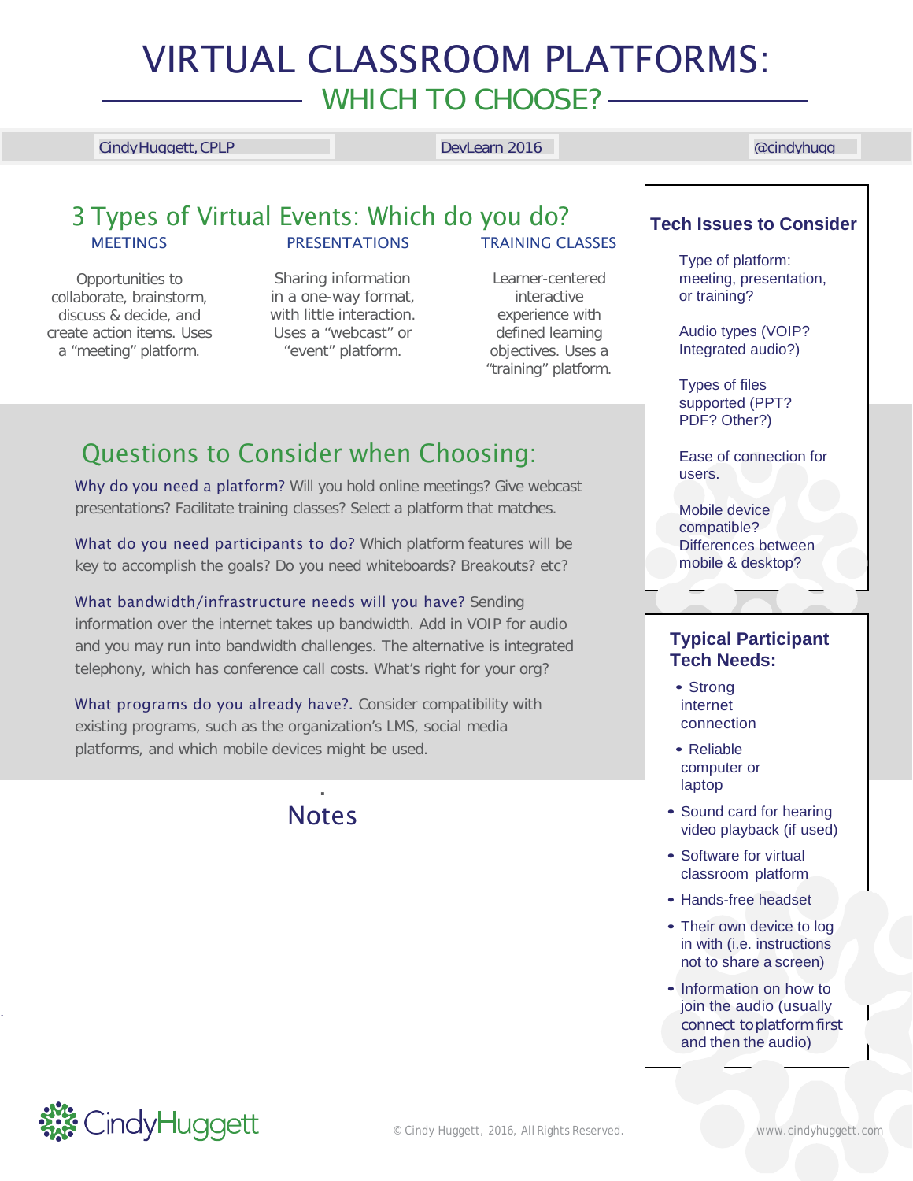# VIRTUAL CLASSROOM PLATFORMS:

## WHICH TO CHOOSE?

Cindy Huggett, CPLP | DevLearn 2016 | @cindyhugg

## 3 Types of Virtual Events: Which do you do?

### MEETINGS

Opportunities to collaborate, brainstorm, discuss & decide, and create action items. Uses a "meeting" platform.

### PRESENTATIONS

Sharing information in a one-way format, with little interaction. Uses a "webcast" or "event" platform.

### TRAINING CLASSES

Learner-centered interactive experience with defined learning objectives. Uses a "training" platform.

## Questions to Consider when Choosing:

**Why do you need a platform?** Will you hold online meetings? Give webcast presentations? Facilitate training classes? Select a platform that matches.

**What do you need participants to do?** Which platform features will be key to accomplish the goals? Do you need whiteboards? Breakouts? etc?

**What bandwidth/infrastructure needs will you have?** Sending information over the internet takes up bandwidth. Add in VOIP for audio and you may run into bandwidth challenges. The alternative is integrated telephony, which has conference call costs. What's right for your org?

**What programs do you already have?.** Consider compatibility with existing programs, such as the organization's LMS, social media platforms, and which mobile devices might be used.

## Notes

## Tech Issues to Consider

Type of platform: meeting, presentation, or training?

Audio types (VOIP? Integrated audio?)

Types of files supported (PPT? PDF? Other?)

Ease of connection for users.

Mobile device compatible? Differences between mobile & desktop?

## Typical Participant Tech Needs:

- Strong internet connection
- Reliable computer or laptop
- Sound card for hearing video playback (if used)
- Software for virtual classroom platform
- Hands-free headset
- Their own device to log in with (i.e. instructions not to share a screen)
- Information on how to join the audio (usually connect to platform first and then the audio)

CindyHuggett

© Cindy Huggett, 2016, All Rights Reserved.

www.cindyhuggett.com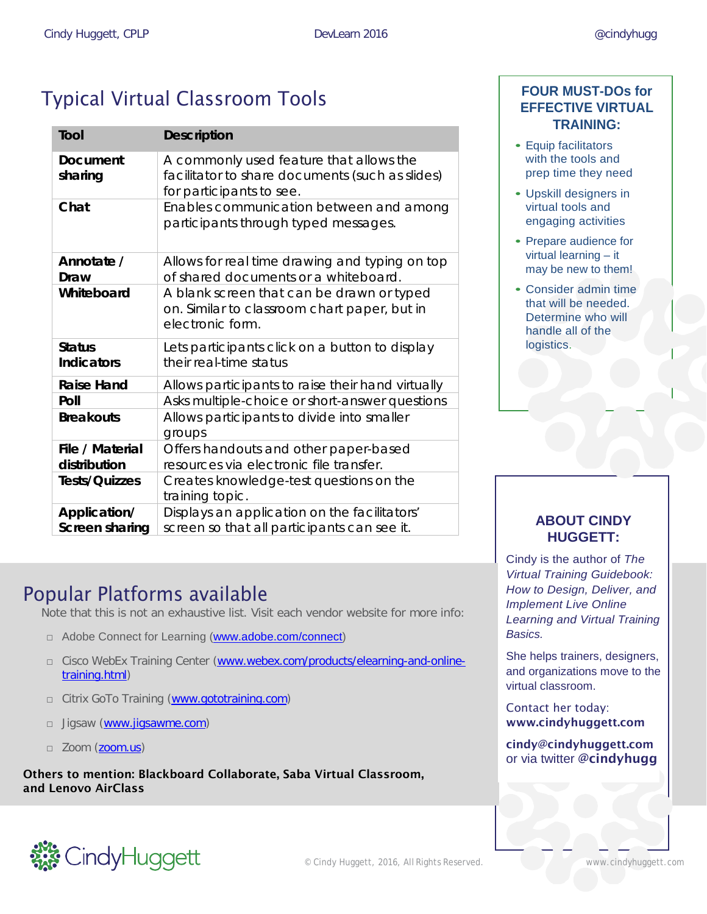# Typical Virtual Classroom Tools

| Tool | Description |
| --- | --- |
| **Document sharing** | A commonly used feature that allows the facilitator to share documents (such as slides) for participants to see. |
| **Chat** | Enables communication between and among participants through typed messages. |
| **Annotate / Draw** | Allows for real time drawing and typing on top of shared documents or a whiteboard. |
| **Whiteboard** | A blank screen that can be drawn or typed on. Similar to classroom chart paper, but in electronic form. |
| **Status Indicators** | Lets participants click on a button to display their real-time status |
| **Raise Hand** | Allows participants to raise their hand virtually |
| **Poll** | Asks multiple-choice or short-answer questions |
| **Breakouts** | Allows participants to divide into smaller groups |
| **File / Material distribution** | Offers handouts and other paper-based resources via electronic file transfer. |
| **Tests/Quizzes** | Creates knowledge-test questions on the training topic. |
| **Application/ Screen sharing** | Displays an application on the facilitators' screen so that all participants can see it. |

## FOUR MUST-DOs for EFFECTIVE VIRTUAL TRAINING:

- Equip facilitators with the tools and prep time they need
- Upskill designers in virtual tools and engaging activities
- Prepare audience for virtual learning – it may be new to them!
- Consider admin time that will be needed. Determine who will handle all of the logistics.

# Popular Platforms available

Note that this is not an exhaustive list. Visit each vendor website for more info:

- Adobe Connect for Learning (www.adobe.com/connect)
- Cisco WebEx Training Center (www.webex.com/products/elearning-and-online-training.html)
- Citrix GoTo Training (www.gototraining.com)
- Jigsaw (www.jigsawme.com)
- Zoom (zoom.us)

**Others to mention: Blackboard Collaborate, Saba Virtual Classroom, and Lenovo AirClass**

## ABOUT CINDY HUGGETT:

Cindy is the author of *The Virtual Training Guidebook: How to Design, Deliver, and Implement Live Online Learning and Virtual Training Basics.*

She helps trainers, designers, and organizations move to the virtual classroom.

Contact her today:
**www.cindyhuggett.com**

**cindy@cindyhuggett.com**
or via twitter **@cindyhugg**

© Cindy Huggett, 2016, All Rights Reserved.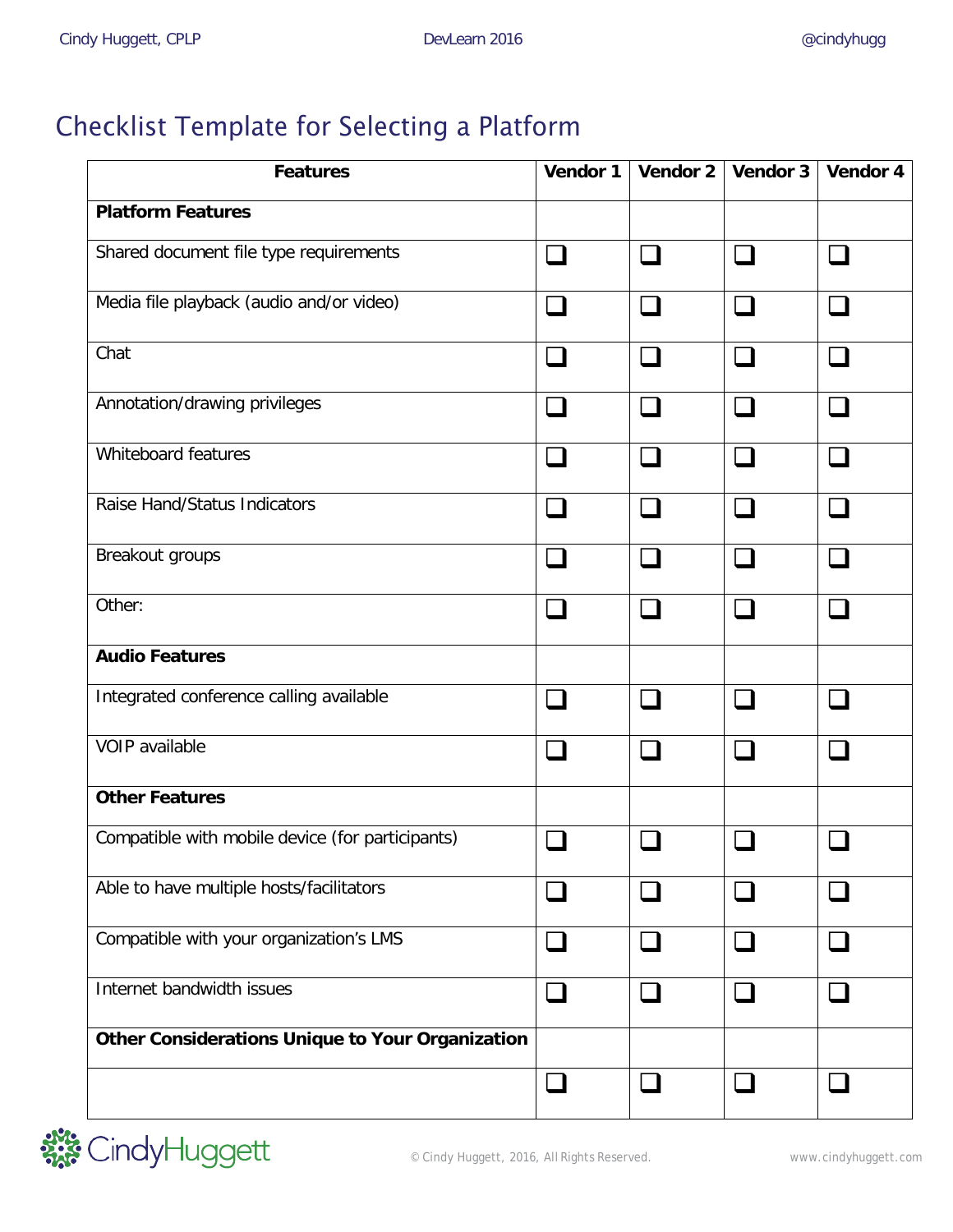# Checklist Template for Selecting a Platform

| Features | Vendor 1 | Vendor 2 | Vendor 3 | Vendor 4 |
|---|---|---|---|---|
| **Platform Features** | | | | |
| Shared document file type requirements | ❑ | ❑ | ❑ | ❑ |
| Media file playback (audio and/or video) | ❑ | ❑ | ❑ | ❑ |
| Chat | ❑ | ❑ | ❑ | ❑ |
| Annotation/drawing privileges | ❑ | ❑ | ❑ | ❑ |
| Whiteboard features | ❑ | ❑ | ❑ | ❑ |
| Raise Hand/Status Indicators | ❑ | ❑ | ❑ | ❑ |
| Breakout groups | ❑ | ❑ | ❑ | ❑ |
| Other: | ❑ | ❑ | ❑ | ❑ |
| **Audio Features** | | | | |
| Integrated conference calling available | ❑ | ❑ | ❑ | ❑ |
| VOIP available | ❑ | ❑ | ❑ | ❑ |
| **Other Features** | | | | |
| Compatible with mobile device (for participants) | ❑ | ❑ | ❑ | ❑ |
| Able to have multiple hosts/facilitators | ❑ | ❑ | ❑ | ❑ |
| Compatible with your organization's LMS | ❑ | ❑ | ❑ | ❑ |
| Internet bandwidth issues | ❑ | ❑ | ❑ | ❑ |
| **Other Considerations Unique to Your Organization** | | | | |
| | ❑ | ❑ | ❑ | ❑ |